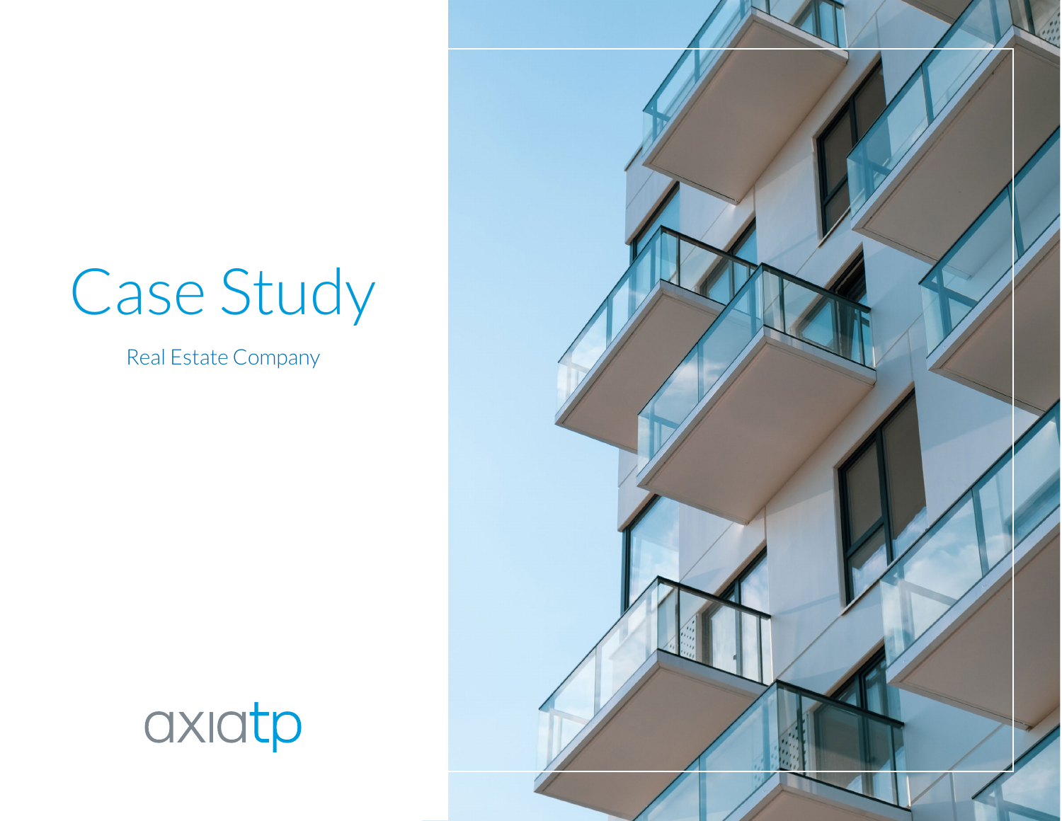# Case Study

Real Estate Company

axiatp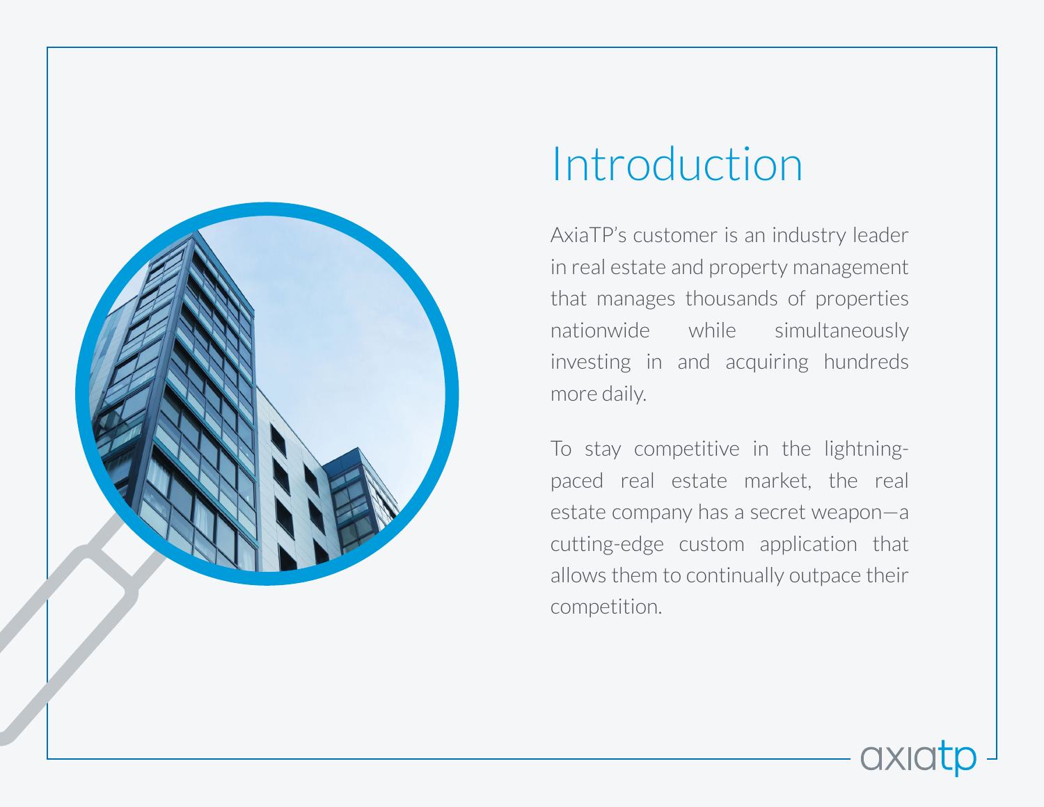# Introduction

AxiaTP's customer is an industry leader in real estate and property management that manages thousands of properties nationwide while simultaneously investing in and acquiring hundreds more daily.

To stay competitive in the lightning-paced real estate market, the real estate company has a secret weapon—a cutting-edge custom application that allows them to continually outpace their competition.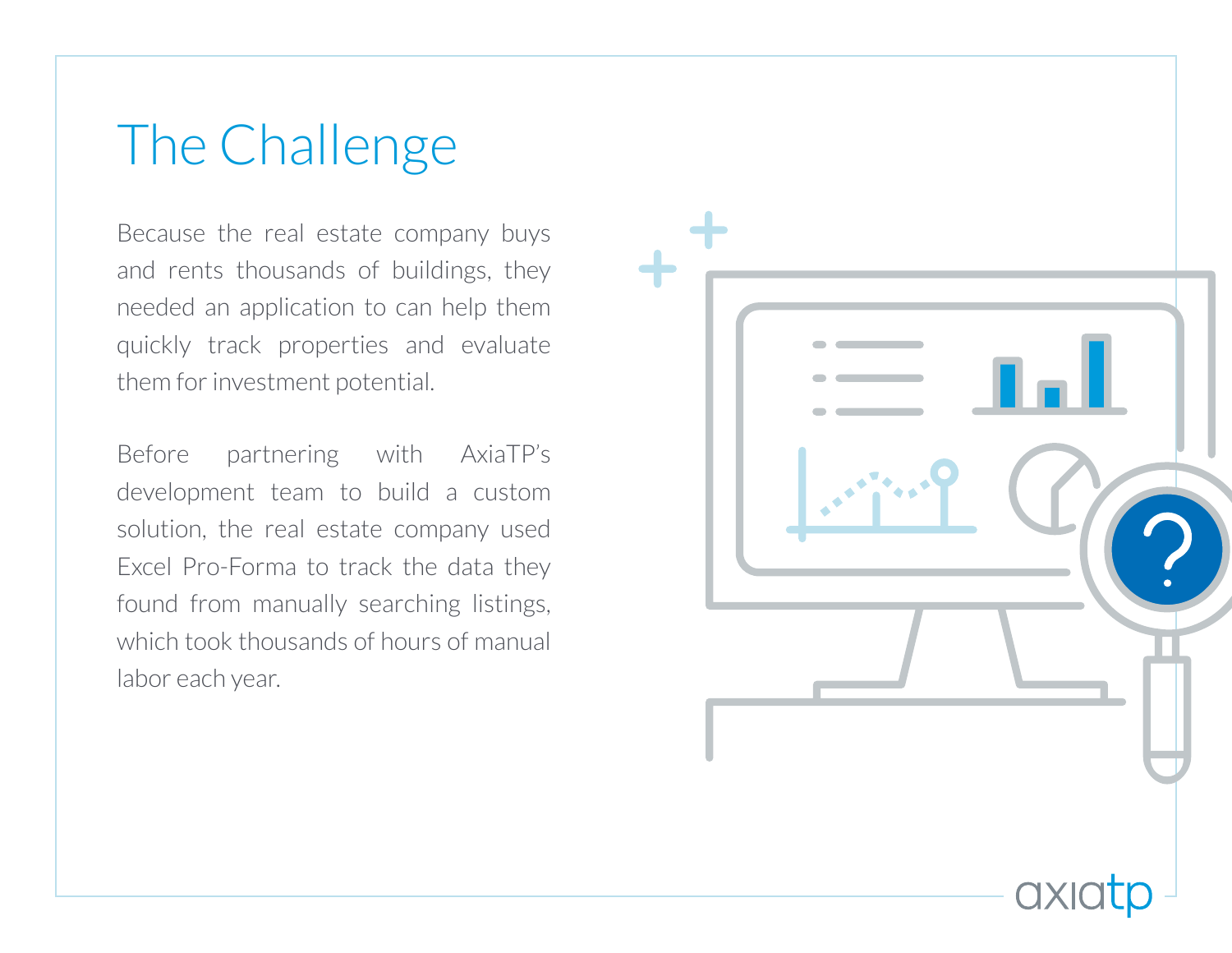# The Challenge

Because the real estate company buys and rents thousands of buildings, they needed an application to can help them quickly track properties and evaluate them for investment potential.

Before partnering with AxiaTP's development team to build a custom solution, the real estate company used Excel Pro-Forma to track the data they found from manually searching listings, which took thousands of hours of manual labor each year.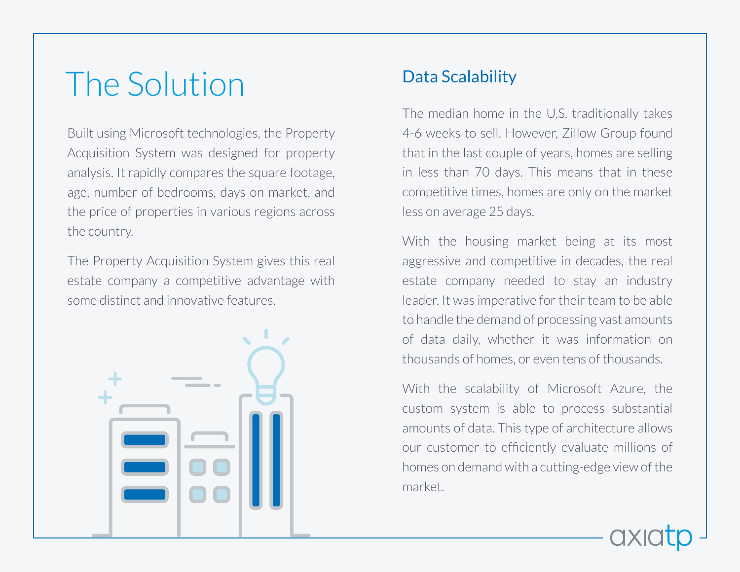# The Solution

Built using Microsoft technologies, the Property Acquisition System was designed for property analysis. It rapidly compares the square footage, age, number of bedrooms, days on market, and the price of properties in various regions across the country.

The Property Acquisition System gives this real estate company a competitive advantage with some distinct and innovative features.

## Data Scalability

The median home in the U.S. traditionally takes 4-6 weeks to sell. However, Zillow Group found that in the last couple of years, homes are selling in less than 70 days. This means that in these competitive times, homes are only on the market less on average 25 days.

With the housing market being at its most aggressive and competitive in decades, the real estate company needed to stay an industry leader. It was imperative for their team to be able to handle the demand of processing vast amounts of data daily, whether it was information on thousands of homes, or even tens of thousands.

With the scalability of Microsoft Azure, the custom system is able to process substantial amounts of data. This type of architecture allows our customer to efficiently evaluate millions of homes on demand with a cutting-edge view of the market.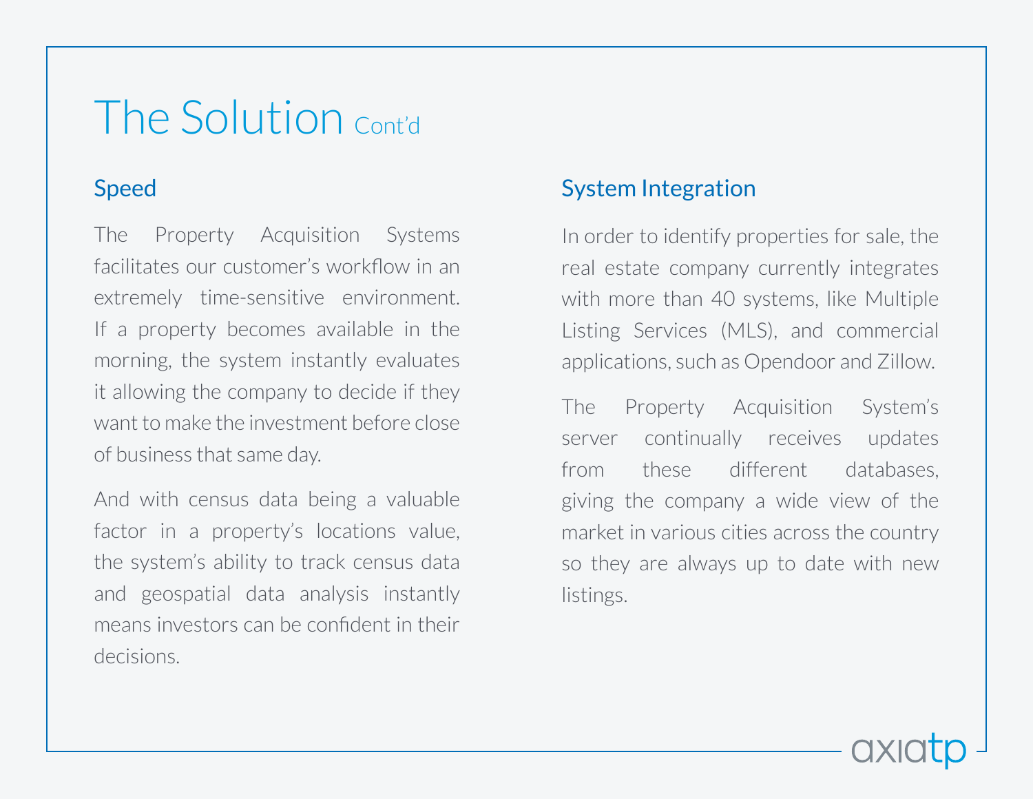# The Solution Cont'd

## Speed

The Property Acquisition Systems facilitates our customer's workflow in an extremely time-sensitive environment. If a property becomes available in the morning, the system instantly evaluates it allowing the company to decide if they want to make the investment before close of business that same day.

And with census data being a valuable factor in a property's locations value, the system's ability to track census data and geospatial data analysis instantly means investors can be confident in their decisions.

## System Integration

In order to identify properties for sale, the real estate company currently integrates with more than 40 systems, like Multiple Listing Services (MLS), and commercial applications, such as Opendoor and Zillow.

The Property Acquisition System's server continually receives updates from these different databases, giving the company a wide view of the market in various cities across the country so they are always up to date with new listings.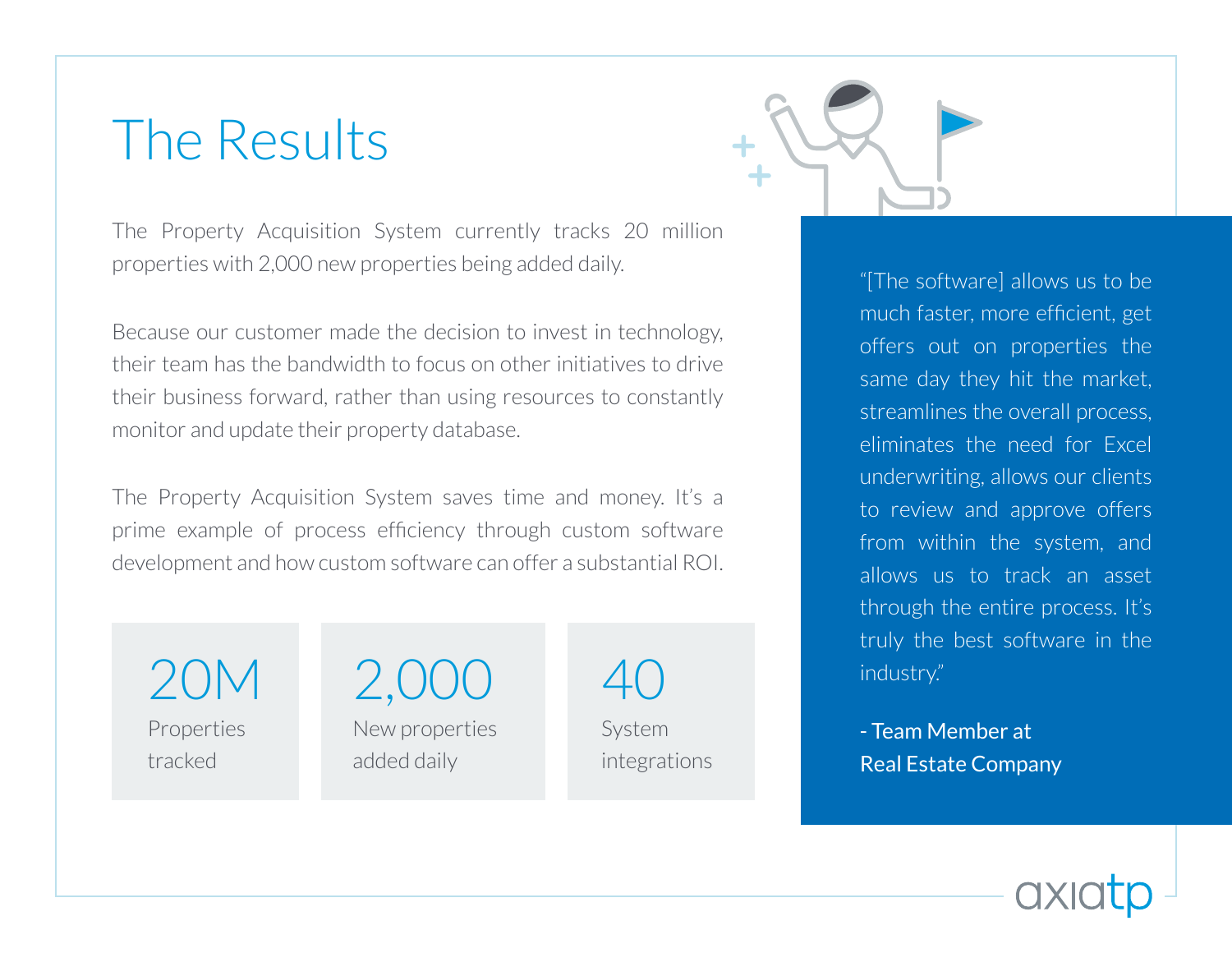# The Results

The Property Acquisition System currently tracks 20 million properties with 2,000 new properties being added daily.

Because our customer made the decision to invest in technology, their team has the bandwidth to focus on other initiatives to drive their business forward, rather than using resources to constantly monitor and update their property database.

The Property Acquisition System saves time and money. It's a prime example of process efficiency through custom software development and how custom software can offer a substantial ROI.

**20M**
Properties tracked

**2,000**
New properties added daily

**40**
System integrations

> "[The software] allows us to be much faster, more efficient, get offers out on properties the same day they hit the market, streamlines the overall process, eliminates the need for Excel underwriting, allows our clients to review and approve offers from within the system, and allows us to track an asset through the entire process. It's truly the best software in the industry."
>
> - Team Member at Real Estate Company

axiatp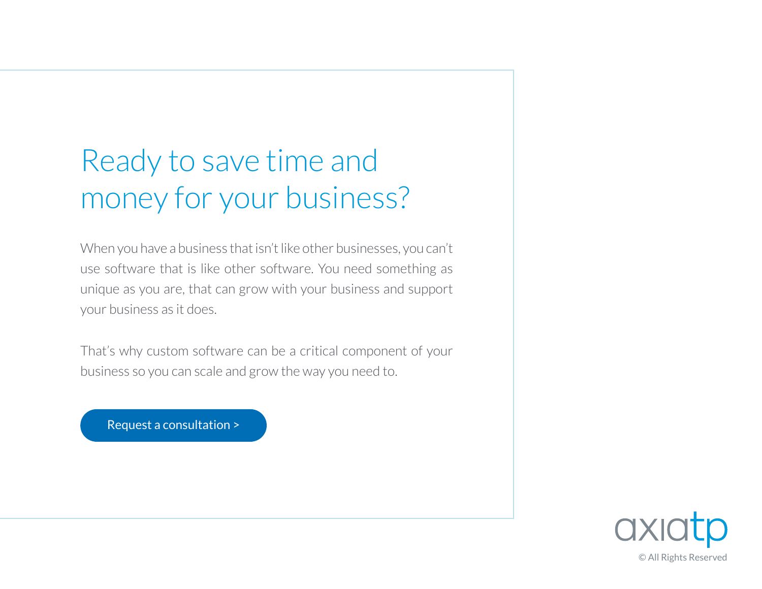# Ready to save time and money for your business?

When you have a business that isn't like other businesses, you can't use software that is like other software. You need something as unique as you are, that can grow with your business and support your business as it does.

That's why custom software can be a critical component of your business so you can scale and grow the way you need to.

Request a consultation >

axiatp

© All Rights Reserved